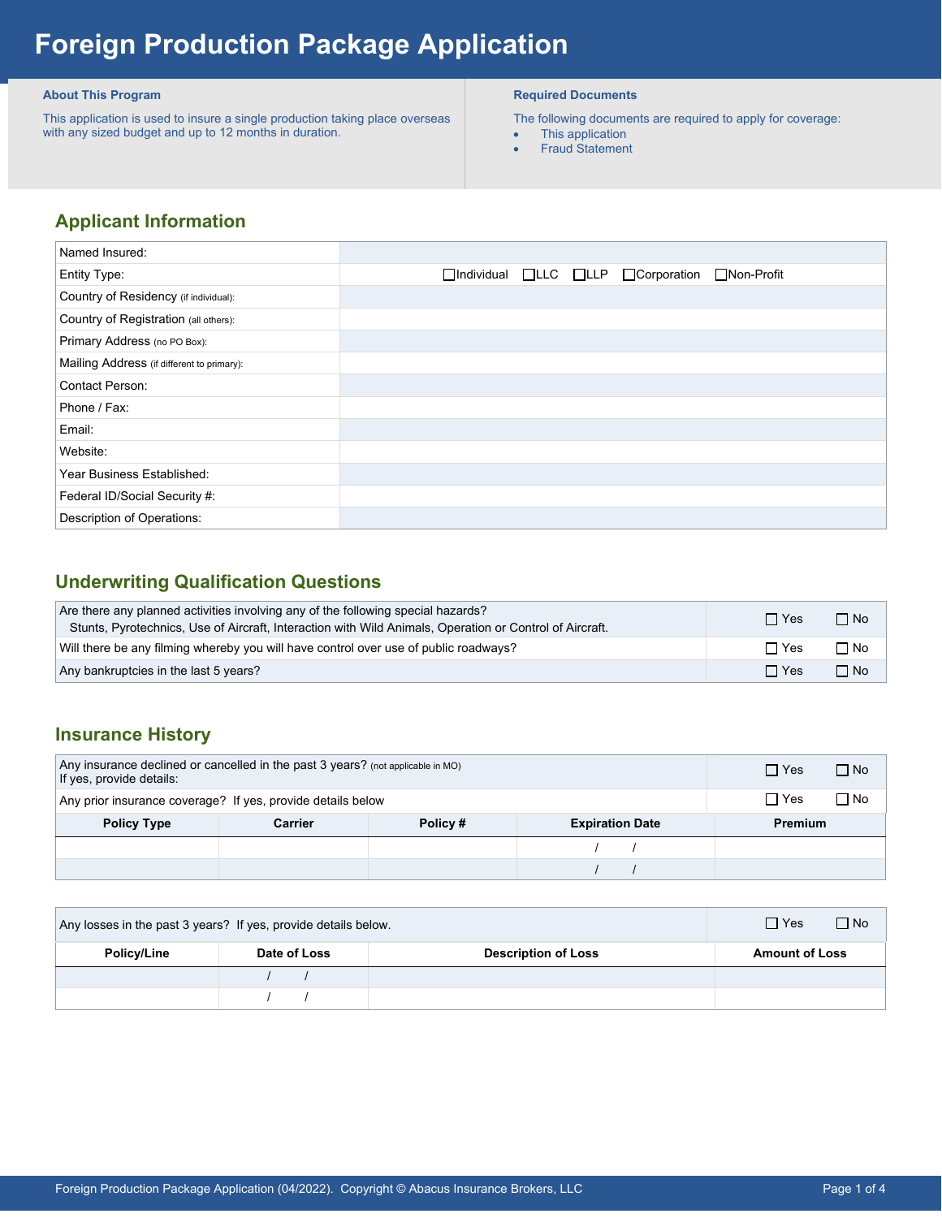# Foreign Production Package Application

**About This Program**

This application is used to insure a single production taking place overseas with any sized budget and up to 12 months in duration.

**Required Documents**

The following documents are required to apply for coverage:

- This application
- Fraud Statement

## Applicant Information

| | |
|---|---|
| Named Insured: | |
| Entity Type: | ☐Individual ☐LLC ☐LLP ☐Corporation ☐Non-Profit |
| Country of Residency (if individual): | |
| Country of Registration (all others): | |
| Primary Address (no PO Box): | |
| Mailing Address (if different to primary): | |
| Contact Person: | |
| Phone / Fax: | |
| Email: | |
| Website: | |
| Year Business Established: | |
| Federal ID/Social Security #: | |
| Description of Operations: | |

## Underwriting Qualification Questions

| | | |
|---|---|---|
| Are there any planned activities involving any of the following special hazards? Stunts, Pyrotechnics, Use of Aircraft, Interaction with Wild Animals, Operation or Control of Aircraft. | ☐ Yes | ☐ No |
| Will there be any filming whereby you will have control over use of public roadways? | ☐ Yes | ☐ No |
| Any bankruptcies in the last 5 years? | ☐ Yes | ☐ No |

## Insurance History

| | | |
|---|---|---|
| Any insurance declined or cancelled in the past 3 years? (not applicable in MO) If yes, provide details: | ☐ Yes | ☐ No |
| Any prior insurance coverage? If yes, provide details below | ☐ Yes | ☐ No |

| Policy Type | Carrier | Policy # | Expiration Date | Premium |
|---|---|---|---|---|
| | | | / / | |
| | | | / / | |

| | | |
|---|---|---|
| Any losses in the past 3 years? If yes, provide details below. | ☐ Yes | ☐ No |

| Policy/Line | Date of Loss | Description of Loss | Amount of Loss |
|---|---|---|---|
| | / / | | |
| | / / | | |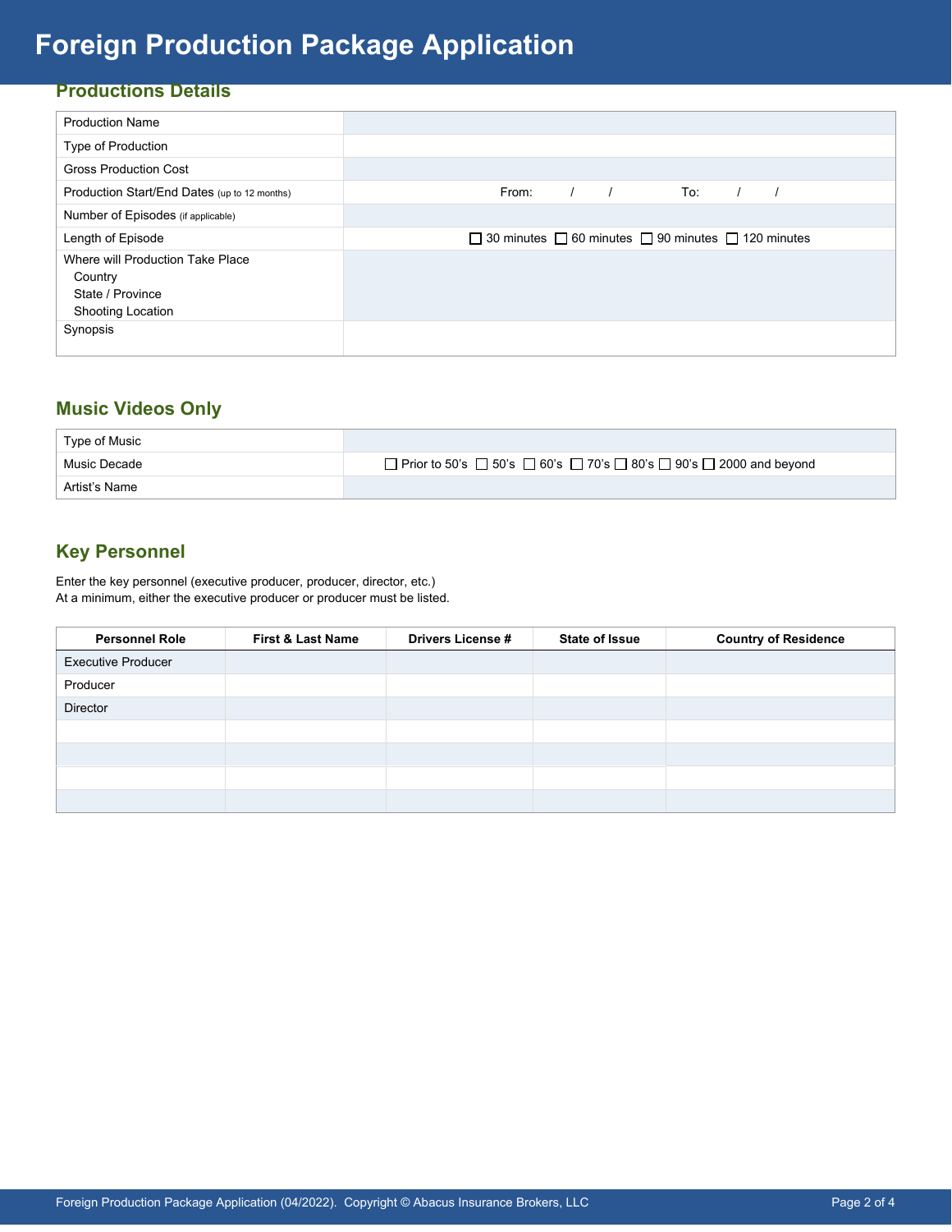# Foreign Production Package Application

## Productions Details

| | |
|---|---|
| Production Name | |
| Type of Production | |
| Gross Production Cost | |
| Production Start/End Dates (up to 12 months) | From: / / To: / / |
| Number of Episodes (if applicable) | |
| Length of Episode | ☐ 30 minutes ☐ 60 minutes ☐ 90 minutes ☐ 120 minutes |
| Where will Production Take Place<br>Country<br>State / Province<br>Shooting Location | |
| Synopsis | |

## Music Videos Only

| | |
|---|---|
| Type of Music | |
| Music Decade | ☐ Prior to 50's ☐ 50's ☐ 60's ☐ 70's ☐ 80's ☐ 90's ☐ 2000 and beyond |
| Artist's Name | |

## Key Personnel

Enter the key personnel (executive producer, producer, director, etc.)
At a minimum, either the executive producer or producer must be listed.

| Personnel Role | First & Last Name | Drivers License # | State of Issue | Country of Residence |
|---|---|---|---|---|
| Executive Producer | | | | |
| Producer | | | | |
| Director | | | | |
| | | | | |
| | | | | |
| | | | | |
| | | | | |

Foreign Production Package Application (04/2022). Copyright © Abacus Insurance Brokers, LLC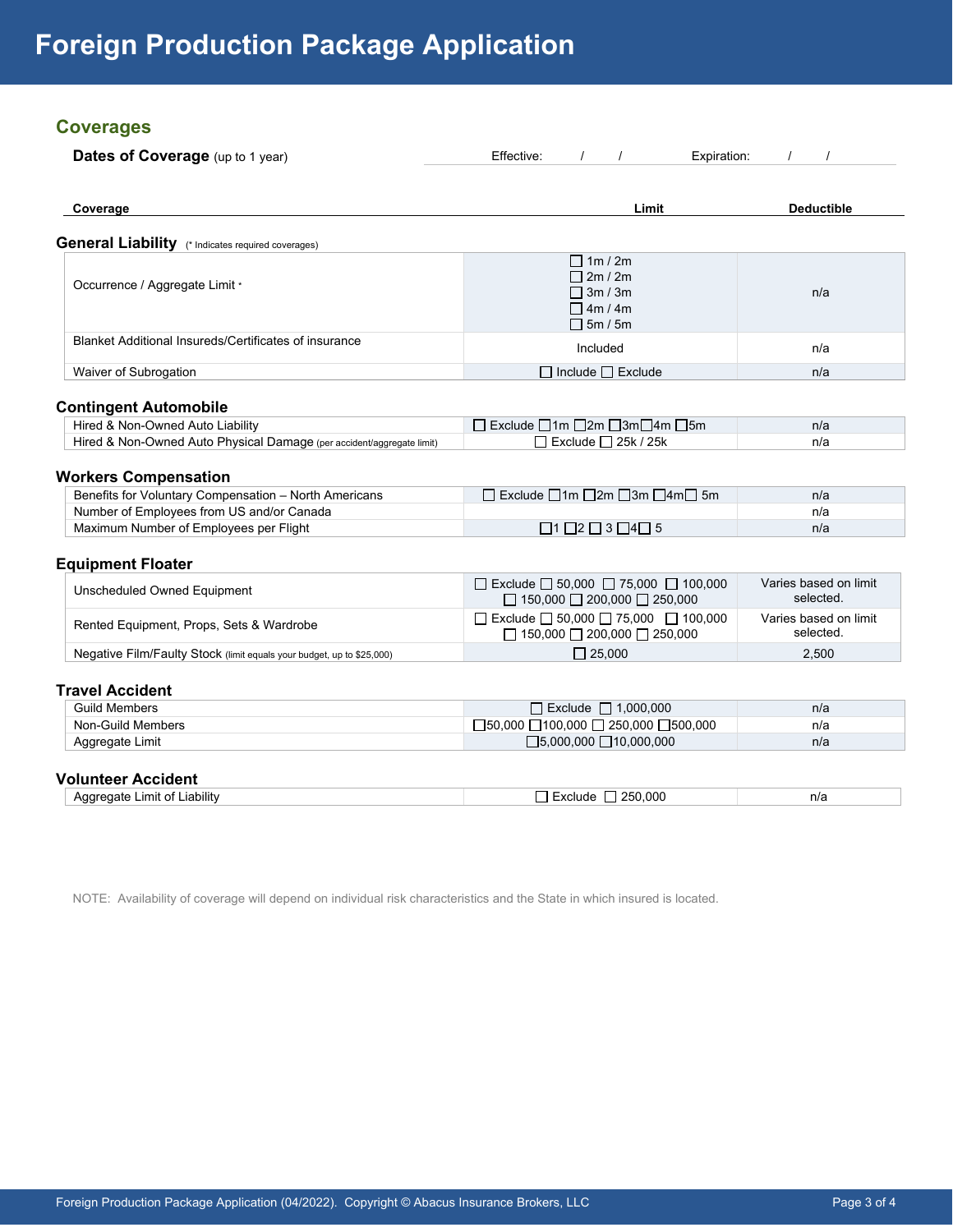# Foreign Production Package Application

## Coverages

**Dates of Coverage** (up to 1 year) — Effective: / / Expiration: / /

| Coverage | Limit | Deductible |
|---|---|---|

### General Liability (* Indicates required coverages)

| Coverage | Limit | Deductible |
|---|---|---|
| Occurrence / Aggregate Limit * | ☐ 1m / 2m ☐ 2m / 2m ☐ 3m / 3m ☐ 4m / 4m ☐ 5m / 5m | n/a |
| Blanket Additional Insureds/Certificates of insurance | Included | n/a |
| Waiver of Subrogation | ☐ Include ☐ Exclude | n/a |

### Contingent Automobile

| Coverage | Limit | Deductible |
|---|---|---|
| Hired & Non-Owned Auto Liability | ☐ Exclude ☐ 1m ☐ 2m ☐ 3m ☐ 4m ☐ 5m | n/a |
| Hired & Non-Owned Auto Physical Damage (per accident/aggregate limit) | ☐ Exclude ☐ 25k / 25k | n/a |

### Workers Compensation

| Coverage | Limit | Deductible |
|---|---|---|
| Benefits for Voluntary Compensation – North Americans | ☐ Exclude ☐ 1m ☐ 2m ☐ 3m ☐ 4m ☐ 5m | n/a |
| Number of Employees from US and/or Canada | | n/a |
| Maximum Number of Employees per Flight | ☐ 1 ☐ 2 ☐ 3 ☐ 4 ☐ 5 | n/a |

### Equipment Floater

| Coverage | Limit | Deductible |
|---|---|---|
| Unscheduled Owned Equipment | ☐ Exclude ☐ 50,000 ☐ 75,000 ☐ 100,000 ☐ 150,000 ☐ 200,000 ☐ 250,000 | Varies based on limit selected. |
| Rented Equipment, Props, Sets & Wardrobe | ☐ Exclude ☐ 50,000 ☐ 75,000 ☐ 100,000 ☐ 150,000 ☐ 200,000 ☐ 250,000 | Varies based on limit selected. |
| Negative Film/Faulty Stock (limit equals your budget, up to $25,000) | ☐ 25,000 | 2,500 |

### Travel Accident

| Coverage | Limit | Deductible |
|---|---|---|
| Guild Members | ☐ Exclude ☐ 1,000,000 | n/a |
| Non-Guild Members | ☐ 50,000 ☐ 100,000 ☐ 250,000 ☐ 500,000 | n/a |
| Aggregate Limit | ☐ 5,000,000 ☐ 10,000,000 | n/a |

### Volunteer Accident

| Coverage | Limit | Deductible |
|---|---|---|
| Aggregate Limit of Liability | ☐ Exclude ☐ 250,000 | n/a |

NOTE: Availability of coverage will depend on individual risk characteristics and the State in which insured is located.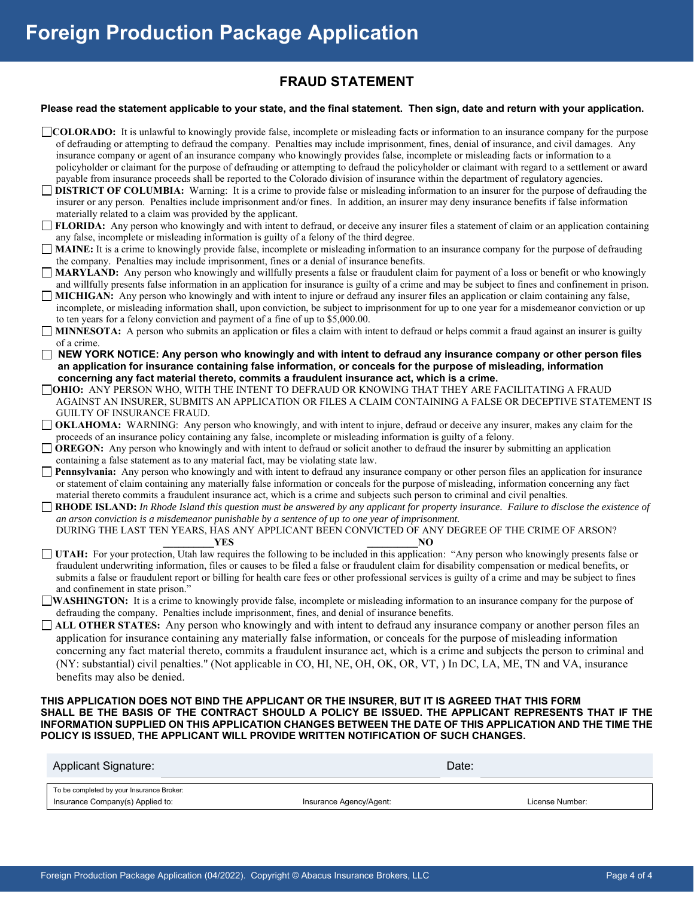# Foreign Production Package Application

## FRAUD STATEMENT

**Please read the statement applicable to your state, and the final statement. Then sign, date and return with your application.**

☐ **COLORADO:** It is unlawful to knowingly provide false, incomplete or misleading facts or information to an insurance company for the purpose of defrauding or attempting to defraud the company. Penalties may include imprisonment, fines, denial of insurance, and civil damages. Any insurance company or agent of an insurance company who knowingly provides false, incomplete or misleading facts or information to a policyholder or claimant for the purpose of defrauding or attempting to defraud the policyholder or claimant with regard to a settlement or award payable from insurance proceeds shall be reported to the Colorado division of insurance within the department of regulatory agencies.

☐ **DISTRICT OF COLUMBIA:** Warning: It is a crime to provide false or misleading information to an insurer for the purpose of defrauding the insurer or any person. Penalties include imprisonment and/or fines. In addition, an insurer may deny insurance benefits if false information materially related to a claim was provided by the applicant.

☐ **FLORIDA:** Any person who knowingly and with intent to defraud, or deceive any insurer files a statement of claim or an application containing any false, incomplete or misleading information is guilty of a felony of the third degree.

☐ **MAINE:** It is a crime to knowingly provide false, incomplete or misleading information to an insurance company for the purpose of defrauding the company. Penalties may include imprisonment, fines or a denial of insurance benefits.

☐ **MARYLAND:** Any person who knowingly and willfully presents a false or fraudulent claim for payment of a loss or benefit or who knowingly and willfully presents false information in an application for insurance is guilty of a crime and may be subject to fines and confinement in prison.

☐ **MICHIGAN:** Any person who knowingly and with intent to injure or defraud any insurer files an application or claim containing any false, incomplete, or misleading information shall, upon conviction, be subject to imprisonment for up to one year for a misdemeanor conviction or up to ten years for a felony conviction and payment of a fine of up to $5,000.00.

☐ **MINNESOTA:** A person who submits an application or files a claim with intent to defraud or helps commit a fraud against an insurer is guilty of a crime.

☐ **NEW YORK NOTICE: Any person who knowingly and with intent to defraud any insurance company or other person files an application for insurance containing false information, or conceals for the purpose of misleading, information concerning any fact material thereto, commits a fraudulent insurance act, which is a crime.**

☐ **OHIO:** ANY PERSON WHO, WITH THE INTENT TO DEFRAUD OR KNOWING THAT THEY ARE FACILITATING A FRAUD AGAINST AN INSURER, SUBMITS AN APPLICATION OR FILES A CLAIM CONTAINING A FALSE OR DECEPTIVE STATEMENT IS GUILTY OF INSURANCE FRAUD.

☐ **OKLAHOMA:** WARNING: Any person who knowingly, and with intent to injure, defraud or deceive any insurer, makes any claim for the proceeds of an insurance policy containing any false, incomplete or misleading information is guilty of a felony.

☐ **OREGON:** Any person who knowingly and with intent to defraud or solicit another to defraud the insurer by submitting an application containing a false statement as to any material fact, may be violating state law.

☐ **Pennsylvania:** Any person who knowingly and with intent to defraud any insurance company or other person files an application for insurance or statement of claim containing any materially false information or conceals for the purpose of misleading, information concerning any fact material thereto commits a fraudulent insurance act, which is a crime and subjects such person to criminal and civil penalties.

☐ **RHODE ISLAND:** *In Rhode Island this question must be answered by any applicant for property insurance. Failure to disclose the existence of an arson conviction is a misdemeanor punishable by a sentence of up to one year of imprisonment.*
DURING THE LAST TEN YEARS, HAS ANY APPLICANT BEEN CONVICTED OF ANY DEGREE OF THE CRIME OF ARSON?
__________**YES** __________**NO**

☐ **UTAH:** For your protection, Utah law requires the following to be included in this application: "Any person who knowingly presents false or fraudulent underwriting information, files or causes to be filed a false or fraudulent claim for disability compensation or medical benefits, or submits a false or fraudulent report or billing for health care fees or other professional services is guilty of a crime and may be subject to fines and confinement in state prison."

☐ **WASHINGTON:** It is a crime to knowingly provide false, incomplete or misleading information to an insurance company for the purpose of defrauding the company. Penalties include imprisonment, fines, and denial of insurance benefits.

☐ **ALL OTHER STATES:** Any person who knowingly and with intent to defraud any insurance company or another person files an application for insurance containing any materially false information, or conceals for the purpose of misleading information concerning any fact material thereto, commits a fraudulent insurance act, which is a crime and subjects the person to criminal and (NY: substantial) civil penalties." (Not applicable in CO, HI, NE, OH, OK, OR, VT, ) In DC, LA, ME, TN and VA, insurance benefits may also be denied.

**THIS APPLICATION DOES NOT BIND THE APPLICANT OR THE INSURER, BUT IT IS AGREED THAT THIS FORM SHALL BE THE BASIS OF THE CONTRACT SHOULD A POLICY BE ISSUED. THE APPLICANT REPRESENTS THAT IF THE INFORMATION SUPPLIED ON THIS APPLICATION CHANGES BETWEEN THE DATE OF THIS APPLICATION AND THE TIME THE POLICY IS ISSUED, THE APPLICANT WILL PROVIDE WRITTEN NOTIFICATION OF SUCH CHANGES.**

Applicant Signature: ______________________ Date: __________

To be completed by your Insurance Broker:

| Insurance Company(s) Applied to: | Insurance Agency/Agent: | License Number: |
|---|---|---|
| | | |